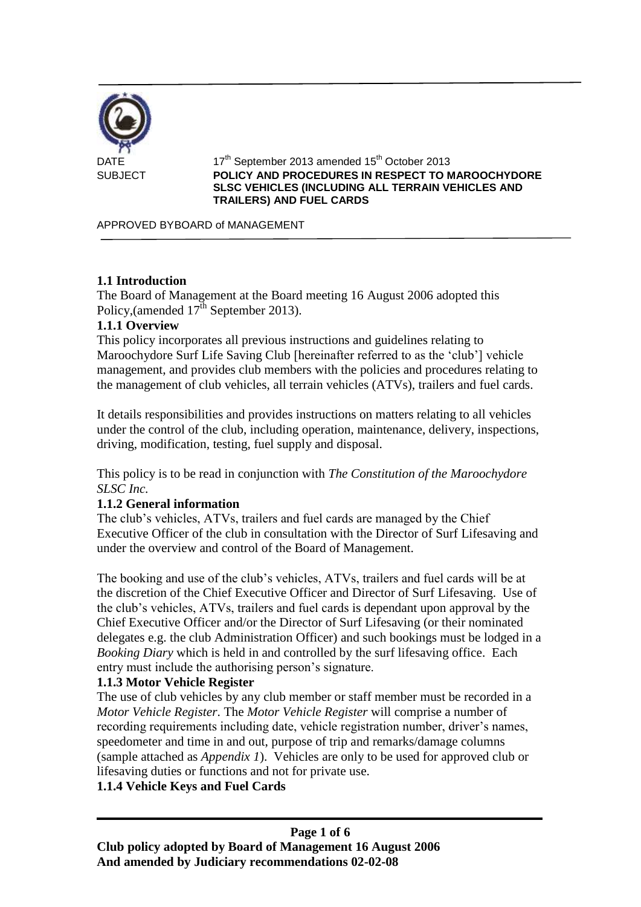| | |
|---|---|
| DATE | 17th September 2013 amended 15th October 2013 |
| SUBJECT | **POLICY AND PROCEDURES IN RESPECT TO MAROOCHYDORE SLSC VEHICLES (INCLUDING ALL TERRAIN VEHICLES AND TRAILERS) AND FUEL CARDS** |

APPROVED BYBOARD of MANAGEMENT

**1.1 Introduction**

The Board of Management at the Board meeting 16 August 2006 adopted this Policy,(amended 17th September 2013).

**1.1.1 Overview**

This policy incorporates all previous instructions and guidelines relating to Maroochydore Surf Life Saving Club [hereinafter referred to as the 'club'] vehicle management, and provides club members with the policies and procedures relating to the management of club vehicles, all terrain vehicles (ATVs), trailers and fuel cards.

It details responsibilities and provides instructions on matters relating to all vehicles under the control of the club, including operation, maintenance, delivery, inspections, driving, modification, testing, fuel supply and disposal.

This policy is to be read in conjunction with *The Constitution of the Maroochydore SLSC Inc.*

**1.1.2 General information**

The club's vehicles, ATVs, trailers and fuel cards are managed by the Chief Executive Officer of the club in consultation with the Director of Surf Lifesaving and under the overview and control of the Board of Management.

The booking and use of the club's vehicles, ATVs, trailers and fuel cards will be at the discretion of the Chief Executive Officer and Director of Surf Lifesaving. Use of the club's vehicles, ATVs, trailers and fuel cards is dependant upon approval by the Chief Executive Officer and/or the Director of Surf Lifesaving (or their nominated delegates e.g. the club Administration Officer) and such bookings must be lodged in a *Booking Diary* which is held in and controlled by the surf lifesaving office. Each entry must include the authorising person's signature.

**1.1.3 Motor Vehicle Register**

The use of club vehicles by any club member or staff member must be recorded in a *Motor Vehicle Register*. The *Motor Vehicle Register* will comprise a number of recording requirements including date, vehicle registration number, driver's names, speedometer and time in and out, purpose of trip and remarks/damage columns (sample attached as *Appendix 1*). Vehicles are only to be used for approved club or lifesaving duties or functions and not for private use.

**1.1.4 Vehicle Keys and Fuel Cards**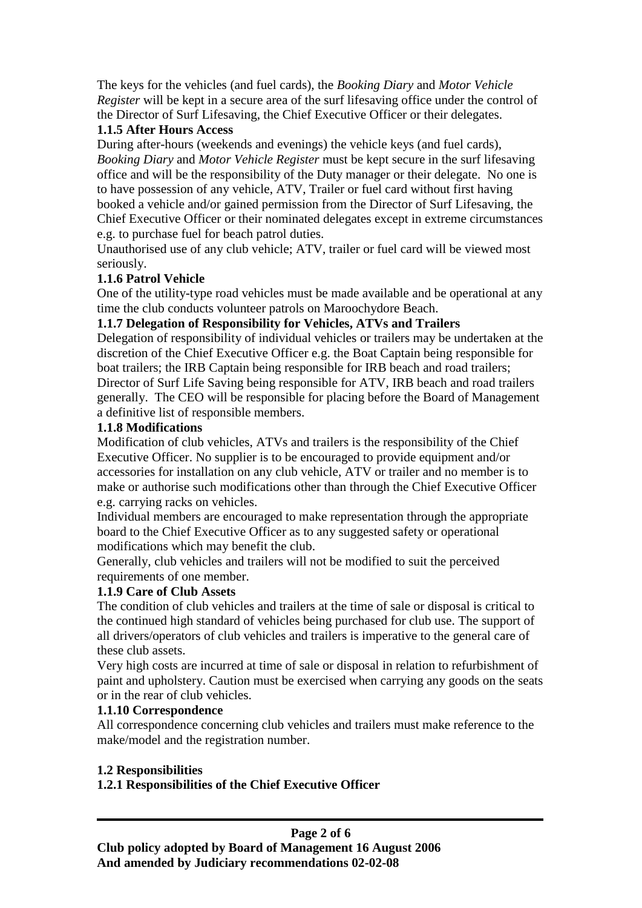The keys for the vehicles (and fuel cards), the *Booking Diary* and *Motor Vehicle Register* will be kept in a secure area of the surf lifesaving office under the control of the Director of Surf Lifesaving, the Chief Executive Officer or their delegates.

**1.1.5 After Hours Access**

During after-hours (weekends and evenings) the vehicle keys (and fuel cards), *Booking Diary* and *Motor Vehicle Register* must be kept secure in the surf lifesaving office and will be the responsibility of the Duty manager or their delegate. No one is to have possession of any vehicle, ATV, Trailer or fuel card without first having booked a vehicle and/or gained permission from the Director of Surf Lifesaving, the Chief Executive Officer or their nominated delegates except in extreme circumstances e.g. to purchase fuel for beach patrol duties.

Unauthorised use of any club vehicle; ATV, trailer or fuel card will be viewed most seriously.

**1.1.6 Patrol Vehicle**

One of the utility-type road vehicles must be made available and be operational at any time the club conducts volunteer patrols on Maroochydore Beach.

**1.1.7 Delegation of Responsibility for Vehicles, ATVs and Trailers**

Delegation of responsibility of individual vehicles or trailers may be undertaken at the discretion of the Chief Executive Officer e.g. the Boat Captain being responsible for boat trailers; the IRB Captain being responsible for IRB beach and road trailers; Director of Surf Life Saving being responsible for ATV, IRB beach and road trailers generally. The CEO will be responsible for placing before the Board of Management a definitive list of responsible members.

**1.1.8 Modifications**

Modification of club vehicles, ATVs and trailers is the responsibility of the Chief Executive Officer. No supplier is to be encouraged to provide equipment and/or accessories for installation on any club vehicle, ATV or trailer and no member is to make or authorise such modifications other than through the Chief Executive Officer e.g. carrying racks on vehicles.

Individual members are encouraged to make representation through the appropriate board to the Chief Executive Officer as to any suggested safety or operational modifications which may benefit the club.

Generally, club vehicles and trailers will not be modified to suit the perceived requirements of one member.

**1.1.9 Care of Club Assets**

The condition of club vehicles and trailers at the time of sale or disposal is critical to the continued high standard of vehicles being purchased for club use. The support of all drivers/operators of club vehicles and trailers is imperative to the general care of these club assets.

Very high costs are incurred at time of sale or disposal in relation to refurbishment of paint and upholstery. Caution must be exercised when carrying any goods on the seats or in the rear of club vehicles.

**1.1.10 Correspondence**

All correspondence concerning club vehicles and trailers must make reference to the make/model and the registration number.

**1.2 Responsibilities**

**1.2.1 Responsibilities of the Chief Executive Officer**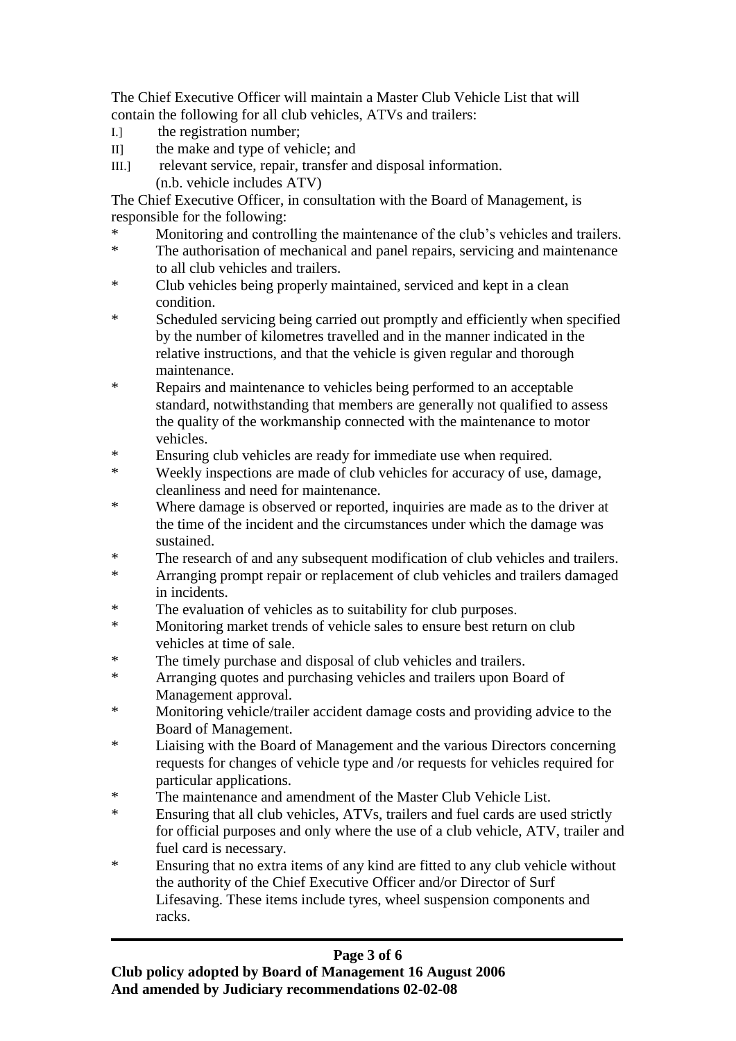The Chief Executive Officer will maintain a Master Club Vehicle List that will contain the following for all club vehicles, ATVs and trailers:

I.] the registration number;
II] the make and type of vehicle; and
III.] relevant service, repair, transfer and disposal information.
(n.b. vehicle includes ATV)

The Chief Executive Officer, in consultation with the Board of Management, is responsible for the following:

* Monitoring and controlling the maintenance of the club's vehicles and trailers.
* The authorisation of mechanical and panel repairs, servicing and maintenance to all club vehicles and trailers.
* Club vehicles being properly maintained, serviced and kept in a clean condition.
* Scheduled servicing being carried out promptly and efficiently when specified by the number of kilometres travelled and in the manner indicated in the relative instructions, and that the vehicle is given regular and thorough maintenance.
* Repairs and maintenance to vehicles being performed to an acceptable standard, notwithstanding that members are generally not qualified to assess the quality of the workmanship connected with the maintenance to motor vehicles.
* Ensuring club vehicles are ready for immediate use when required.
* Weekly inspections are made of club vehicles for accuracy of use, damage, cleanliness and need for maintenance.
* Where damage is observed or reported, inquiries are made as to the driver at the time of the incident and the circumstances under which the damage was sustained.
* The research of and any subsequent modification of club vehicles and trailers.
* Arranging prompt repair or replacement of club vehicles and trailers damaged in incidents.
* The evaluation of vehicles as to suitability for club purposes.
* Monitoring market trends of vehicle sales to ensure best return on club vehicles at time of sale.
* The timely purchase and disposal of club vehicles and trailers.
* Arranging quotes and purchasing vehicles and trailers upon Board of Management approval.
* Monitoring vehicle/trailer accident damage costs and providing advice to the Board of Management.
* Liaising with the Board of Management and the various Directors concerning requests for changes of vehicle type and /or requests for vehicles required for particular applications.
* The maintenance and amendment of the Master Club Vehicle List.
* Ensuring that all club vehicles, ATVs, trailers and fuel cards are used strictly for official purposes and only where the use of a club vehicle, ATV, trailer and fuel card is necessary.
* Ensuring that no extra items of any kind are fitted to any club vehicle without the authority of the Chief Executive Officer and/or Director of Surf Lifesaving. These items include tyres, wheel suspension components and racks.

**Club policy adopted by Board of Management 16 August 2006**
**And amended by Judiciary recommendations 02-02-08**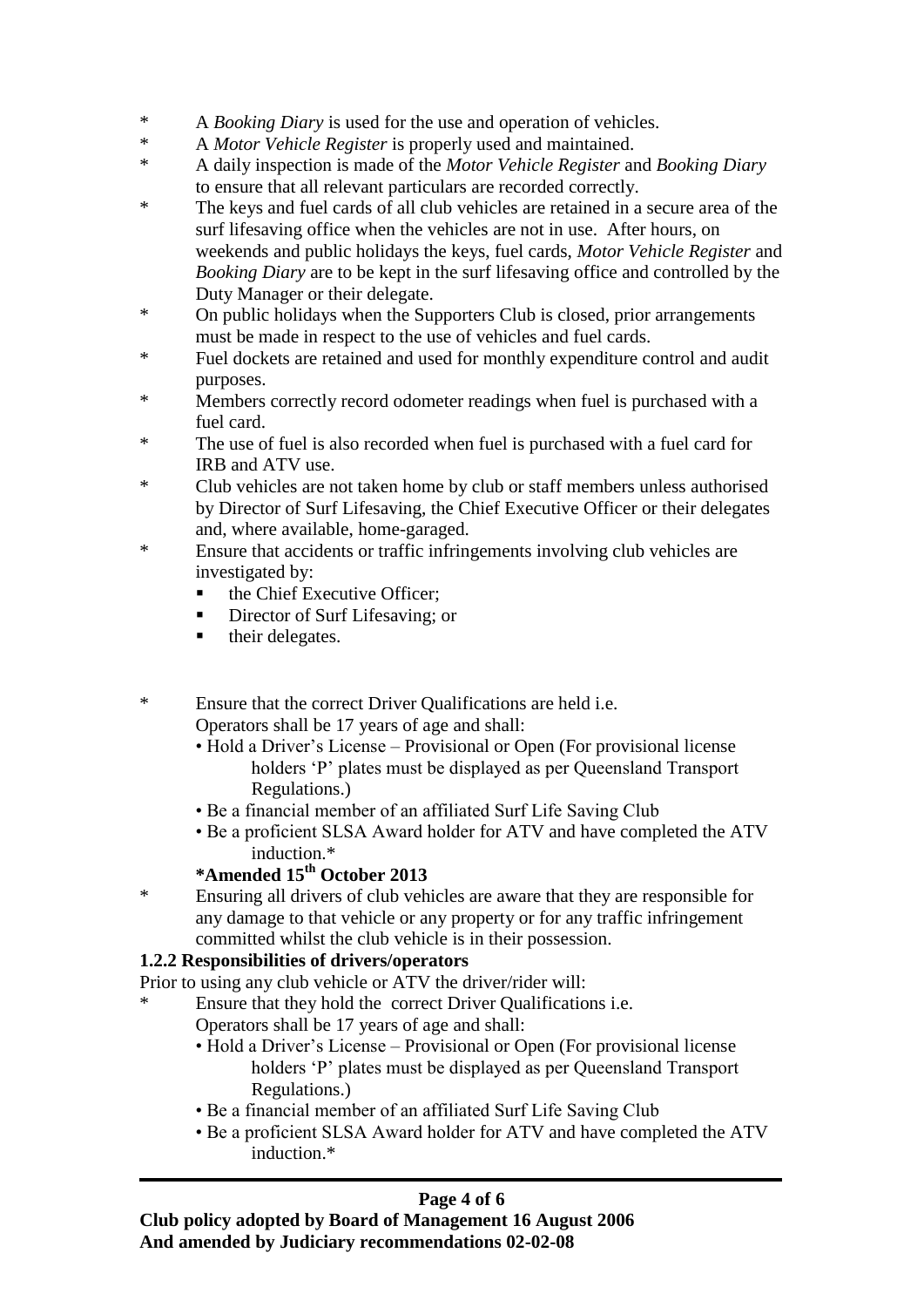- A *Booking Diary* is used for the use and operation of vehicles.
- A *Motor Vehicle Register* is properly used and maintained.
- A daily inspection is made of the *Motor Vehicle Register* and *Booking Diary* to ensure that all relevant particulars are recorded correctly.
- The keys and fuel cards of all club vehicles are retained in a secure area of the surf lifesaving office when the vehicles are not in use. After hours, on weekends and public holidays the keys, fuel cards, *Motor Vehicle Register* and *Booking Diary* are to be kept in the surf lifesaving office and controlled by the Duty Manager or their delegate.
- On public holidays when the Supporters Club is closed, prior arrangements must be made in respect to the use of vehicles and fuel cards.
- Fuel dockets are retained and used for monthly expenditure control and audit purposes.
- Members correctly record odometer readings when fuel is purchased with a fuel card.
- The use of fuel is also recorded when fuel is purchased with a fuel card for IRB and ATV use.
- Club vehicles are not taken home by club or staff members unless authorised by Director of Surf Lifesaving, the Chief Executive Officer or their delegates and, where available, home-garaged.
- Ensure that accidents or traffic infringements involving club vehicles are investigated by:
  - the Chief Executive Officer;
  - Director of Surf Lifesaving; or
  - their delegates.

- Ensure that the correct Driver Qualifications are held i.e.
  Operators shall be 17 years of age and shall:
  - Hold a Driver's License – Provisional or Open (For provisional license holders 'P' plates must be displayed as per Queensland Transport Regulations.)
  - Be a financial member of an affiliated Surf Life Saving Club
  - Be a proficient SLSA Award holder for ATV and have completed the ATV induction.*

  **\*Amended 15th October 2013**
- Ensuring all drivers of club vehicles are aware that they are responsible for any damage to that vehicle or any property or for any traffic infringement committed whilst the club vehicle is in their possession.

**1.2.2 Responsibilities of drivers/operators**

Prior to using any club vehicle or ATV the driver/rider will:

- Ensure that they hold the correct Driver Qualifications i.e.
  Operators shall be 17 years of age and shall:
  - Hold a Driver's License – Provisional or Open (For provisional license holders 'P' plates must be displayed as per Queensland Transport Regulations.)
  - Be a financial member of an affiliated Surf Life Saving Club
  - Be a proficient SLSA Award holder for ATV and have completed the ATV induction.*

**Club policy adopted by Board of Management 16 August 2006**
**And amended by Judiciary recommendations 02-02-08**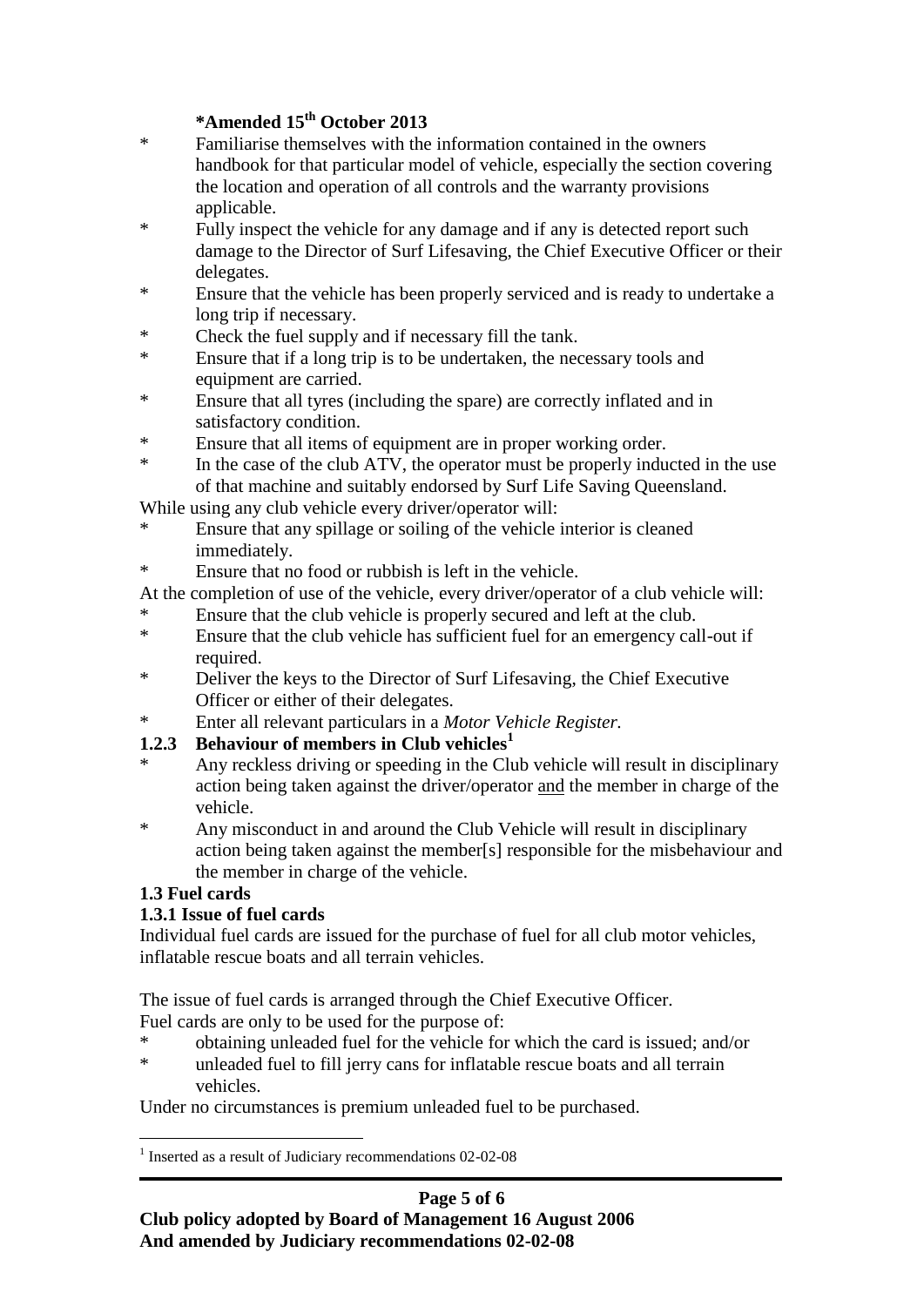**\*Amended 15th October 2013**

\* Familiarise themselves with the information contained in the owners handbook for that particular model of vehicle, especially the section covering the location and operation of all controls and the warranty provisions applicable.
\* Fully inspect the vehicle for any damage and if any is detected report such damage to the Director of Surf Lifesaving, the Chief Executive Officer or their delegates.
\* Ensure that the vehicle has been properly serviced and is ready to undertake a long trip if necessary.
\* Check the fuel supply and if necessary fill the tank.
\* Ensure that if a long trip is to be undertaken, the necessary tools and equipment are carried.
\* Ensure that all tyres (including the spare) are correctly inflated and in satisfactory condition.
\* Ensure that all items of equipment are in proper working order.
\* In the case of the club ATV, the operator must be properly inducted in the use of that machine and suitably endorsed by Surf Life Saving Queensland.

While using any club vehicle every driver/operator will:

\* Ensure that any spillage or soiling of the vehicle interior is cleaned immediately.
\* Ensure that no food or rubbish is left in the vehicle.

At the completion of use of the vehicle, every driver/operator of a club vehicle will:

\* Ensure that the club vehicle is properly secured and left at the club.
\* Ensure that the club vehicle has sufficient fuel for an emergency call-out if required.
\* Deliver the keys to the Director of Surf Lifesaving, the Chief Executive Officer or either of their delegates.
\* Enter all relevant particulars in a *Motor Vehicle Register.*

### 1.2.3 Behaviour of members in Club vehicles[1]

\* Any reckless driving or speeding in the Club vehicle will result in disciplinary action being taken against the driver/operator and the member in charge of the vehicle.
\* Any misconduct in and around the Club Vehicle will result in disciplinary action being taken against the member[s] responsible for the misbehaviour and the member in charge of the vehicle.

## 1.3 Fuel cards

### 1.3.1 Issue of fuel cards

Individual fuel cards are issued for the purchase of fuel for all club motor vehicles, inflatable rescue boats and all terrain vehicles.

The issue of fuel cards is arranged through the Chief Executive Officer.
Fuel cards are only to be used for the purpose of:

\* obtaining unleaded fuel for the vehicle for which the card is issued; and/or
\* unleaded fuel to fill jerry cans for inflatable rescue boats and all terrain vehicles.

Under no circumstances is premium unleaded fuel to be purchased.

[1] Inserted as a result of Judiciary recommendations 02-02-08

**Club policy adopted by Board of Management 16 August 2006**
**And amended by Judiciary recommendations 02-02-08**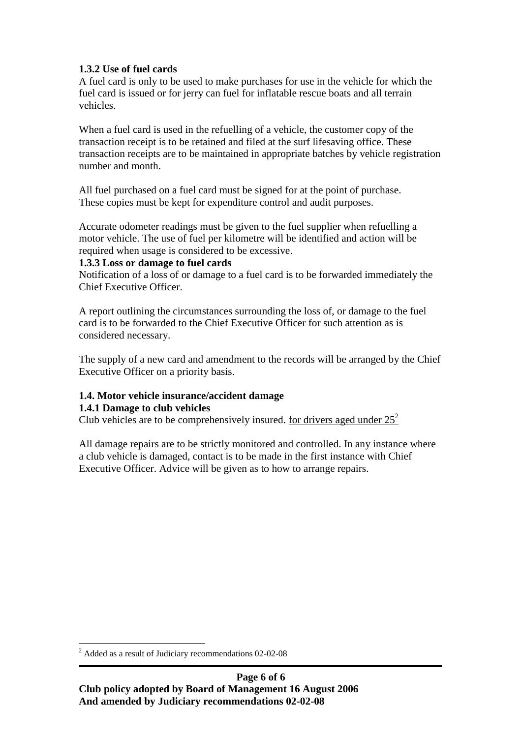**1.3.2 Use of fuel cards**

A fuel card is only to be used to make purchases for use in the vehicle for which the fuel card is issued or for jerry can fuel for inflatable rescue boats and all terrain vehicles.

When a fuel card is used in the refuelling of a vehicle, the customer copy of the transaction receipt is to be retained and filed at the surf lifesaving office. These transaction receipts are to be maintained in appropriate batches by vehicle registration number and month.

All fuel purchased on a fuel card must be signed for at the point of purchase. These copies must be kept for expenditure control and audit purposes.

Accurate odometer readings must be given to the fuel supplier when refuelling a motor vehicle. The use of fuel per kilometre will be identified and action will be required when usage is considered to be excessive.

**1.3.3 Loss or damage to fuel cards**

Notification of a loss of or damage to a fuel card is to be forwarded immediately the Chief Executive Officer.

A report outlining the circumstances surrounding the loss of, or damage to the fuel card is to be forwarded to the Chief Executive Officer for such attention as is considered necessary.

The supply of a new card and amendment to the records will be arranged by the Chief Executive Officer on a priority basis.

**1.4. Motor vehicle insurance/accident damage**

**1.4.1 Damage to club vehicles**

Club vehicles are to be comprehensively insured. <u>for drivers aged under 25[2]</u>

All damage repairs are to be strictly monitored and controlled. In any instance where a club vehicle is damaged, contact is to be made in the first instance with Chief Executive Officer. Advice will be given as to how to arrange repairs.

---

[2] Added as a result of Judiciary recommendations 02-02-08

**Club policy adopted by Board of Management 16 August 2006**
**And amended by Judiciary recommendations 02-02-08**